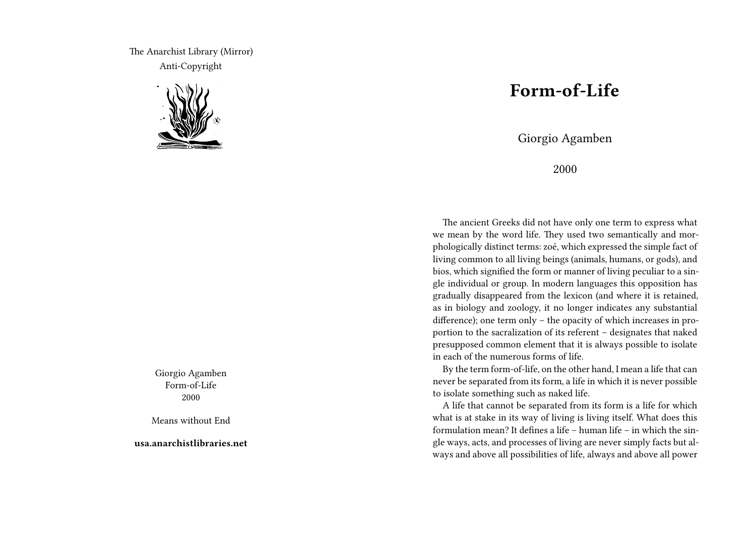The Anarchist Library (Mirror)
Anti-Copyright

Giorgio Agamben
Form-of-Life
2000

Means without End

**usa.anarchistlibraries.net**

# Form-of-Life

Giorgio Agamben

2000

The ancient Greeks did not have only one term to express what we mean by the word life. They used two semantically and morphologically distinct terms: zoé, which expressed the simple fact of living common to all living beings (animals, humans, or gods), and bios, which signified the form or manner of living peculiar to a single individual or group. In modern languages this opposition has gradually disappeared from the lexicon (and where it is retained, as in biology and zoology, it no longer indicates any substantial difference); one term only – the opacity of which increases in proportion to the sacralization of its referent – designates that naked presupposed common element that it is always possible to isolate in each of the numerous forms of life.

By the term form-of-life, on the other hand, I mean a life that can never be separated from its form, a life in which it is never possible to isolate something such as naked life.

A life that cannot be separated from its form is a life for which what is at stake in its way of living is living itself. What does this formulation mean? It defines a life – human life – in which the single ways, acts, and processes of living are never simply facts but always and above all possibilities of life, always and above all power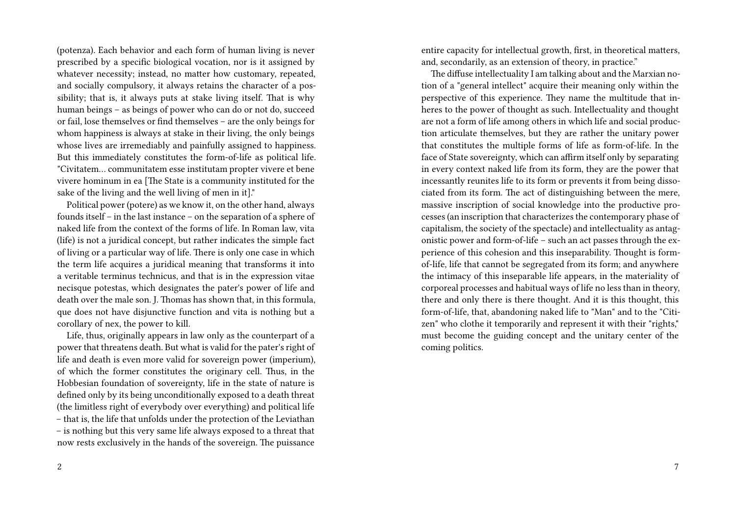(potenza). Each behavior and each form of human living is never prescribed by a specific biological vocation, nor is it assigned by whatever necessity; instead, no matter how customary, repeated, and socially compulsory, it always retains the character of a possibility; that is, it always puts at stake living itself. That is why human beings – as beings of power who can do or not do, succeed or fail, lose themselves or find themselves – are the only beings for whom happiness is always at stake in their living, the only beings whose lives are irremediably and painfully assigned to happiness. But this immediately constitutes the form-of-life as political life. "Civitatem… communitatem esse institutam propter vivere et bene vivere hominum in ea [The State is a community instituted for the sake of the living and the well living of men in it]."

Political power (potere) as we know it, on the other hand, always founds itself – in the last instance – on the separation of a sphere of naked life from the context of the forms of life. In Roman law, vita (life) is not a juridical concept, but rather indicates the simple fact of living or a particular way of life. There is only one case in which the term life acquires a juridical meaning that transforms it into a veritable terminus technicus, and that is in the expression vitae necisque potestas, which designates the pater's power of life and death over the male son. J. Thomas has shown that, in this formula, que does not have disjunctive function and vita is nothing but a corollary of nex, the power to kill.

Life, thus, originally appears in law only as the counterpart of a power that threatens death. But what is valid for the pater's right of life and death is even more valid for sovereign power (imperium), of which the former constitutes the originary cell. Thus, in the Hobbesian foundation of sovereignty, life in the state of nature is defined only by its being unconditionally exposed to a death threat (the limitless right of everybody over everything) and political life – that is, the life that unfolds under the protection of the Leviathan – is nothing but this very same life always exposed to a threat that now rests exclusively in the hands of the sovereign. The puissance

entire capacity for intellectual growth, first, in theoretical matters, and, secondarily, as an extension of theory, in practice."

The diffuse intellectuality I am talking about and the Marxian notion of a "general intellect" acquire their meaning only within the perspective of this experience. They name the multitude that inheres to the power of thought as such. Intellectuality and thought are not a form of life among others in which life and social production articulate themselves, but they are rather the unitary power that constitutes the multiple forms of life as form-of-life. In the face of State sovereignty, which can affirm itself only by separating in every context naked life from its form, they are the power that incessantly reunites life to its form or prevents it from being dissociated from its form. The act of distinguishing between the mere, massive inscription of social knowledge into the productive processes (an inscription that characterizes the contemporary phase of capitalism, the society of the spectacle) and intellectuality as antagonistic power and form-of-life – such an act passes through the experience of this cohesion and this inseparability. Thought is form-of-life, life that cannot be segregated from its form; and anywhere the intimacy of this inseparable life appears, in the materiality of corporeal processes and habitual ways of life no less than in theory, there and only there is there thought. And it is this thought, this form-of-life, that, abandoning naked life to "Man" and to the "Citizen" who clothe it temporarily and represent it with their "rights," must become the guiding concept and the unitary center of the coming politics.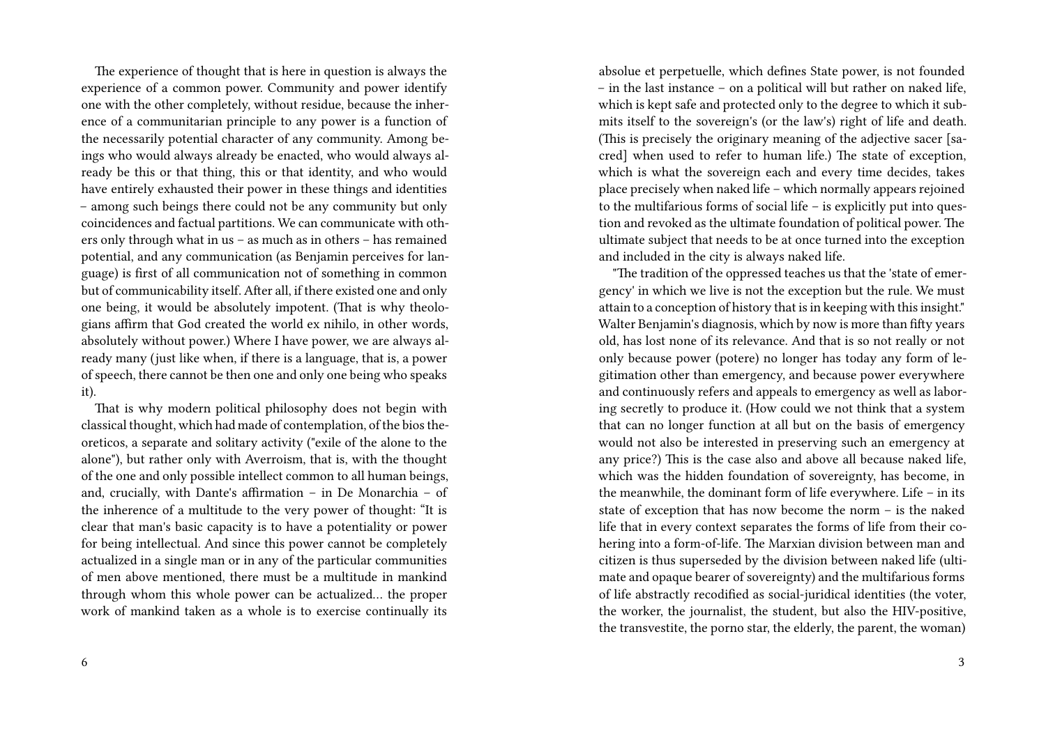The experience of thought that is here in question is always the experience of a common power. Community and power identify one with the other completely, without residue, because the inherence of a communitarian principle to any power is a function of the necessarily potential character of any community. Among beings who would always already be enacted, who would always already be this or that thing, this or that identity, and who would have entirely exhausted their power in these things and identities – among such beings there could not be any community but only coincidences and factual partitions. We can communicate with others only through what in us – as much as in others – has remained potential, and any communication (as Benjamin perceives for language) is first of all communication not of something in common but of communicability itself. After all, if there existed one and only one being, it would be absolutely impotent. (That is why theologians affirm that God created the world ex nihilo, in other words, absolutely without power.) Where I have power, we are always already many (just like when, if there is a language, that is, a power of speech, there cannot be then one and only one being who speaks it).

That is why modern political philosophy does not begin with classical thought, which had made of contemplation, of the bios theoreticos, a separate and solitary activity ("exile of the alone to the alone"), but rather only with Averroism, that is, with the thought of the one and only possible intellect common to all human beings, and, crucially, with Dante's affirmation – in De Monarchia – of the inherence of a multitude to the very power of thought: "It is clear that man's basic capacity is to have a potentiality or power for being intellectual. And since this power cannot be completely actualized in a single man or in any of the particular communities of men above mentioned, there must be a multitude in mankind through whom this whole power can be actualized... the proper work of mankind taken as a whole is to exercise continually its

absolue et perpetuelle, which defines State power, is not founded – in the last instance – on a political will but rather on naked life, which is kept safe and protected only to the degree to which it submits itself to the sovereign's (or the law's) right of life and death. (This is precisely the originary meaning of the adjective sacer [sacred] when used to refer to human life.) The state of exception, which is what the sovereign each and every time decides, takes place precisely when naked life – which normally appears rejoined to the multifarious forms of social life – is explicitly put into question and revoked as the ultimate foundation of political power. The ultimate subject that needs to be at once turned into the exception and included in the city is always naked life.

"The tradition of the oppressed teaches us that the 'state of emergency' in which we live is not the exception but the rule. We must attain to a conception of history that is in keeping with this insight." Walter Benjamin's diagnosis, which by now is more than fifty years old, has lost none of its relevance. And that is so not really or not only because power (potere) no longer has today any form of legitimation other than emergency, and because power everywhere and continuously refers and appeals to emergency as well as laboring secretly to produce it. (How could we not think that a system that can no longer function at all but on the basis of emergency would not also be interested in preserving such an emergency at any price?) This is the case also and above all because naked life, which was the hidden foundation of sovereignty, has become, in the meanwhile, the dominant form of life everywhere. Life – in its state of exception that has now become the norm – is the naked life that in every context separates the forms of life from their cohering into a form-of-life. The Marxian division between man and citizen is thus superseded by the division between naked life (ultimate and opaque bearer of sovereignty) and the multifarious forms of life abstractly recodified as social-juridical identities (the voter, the worker, the journalist, the student, but also the HIV-positive, the transvestite, the porno star, the elderly, the parent, the woman)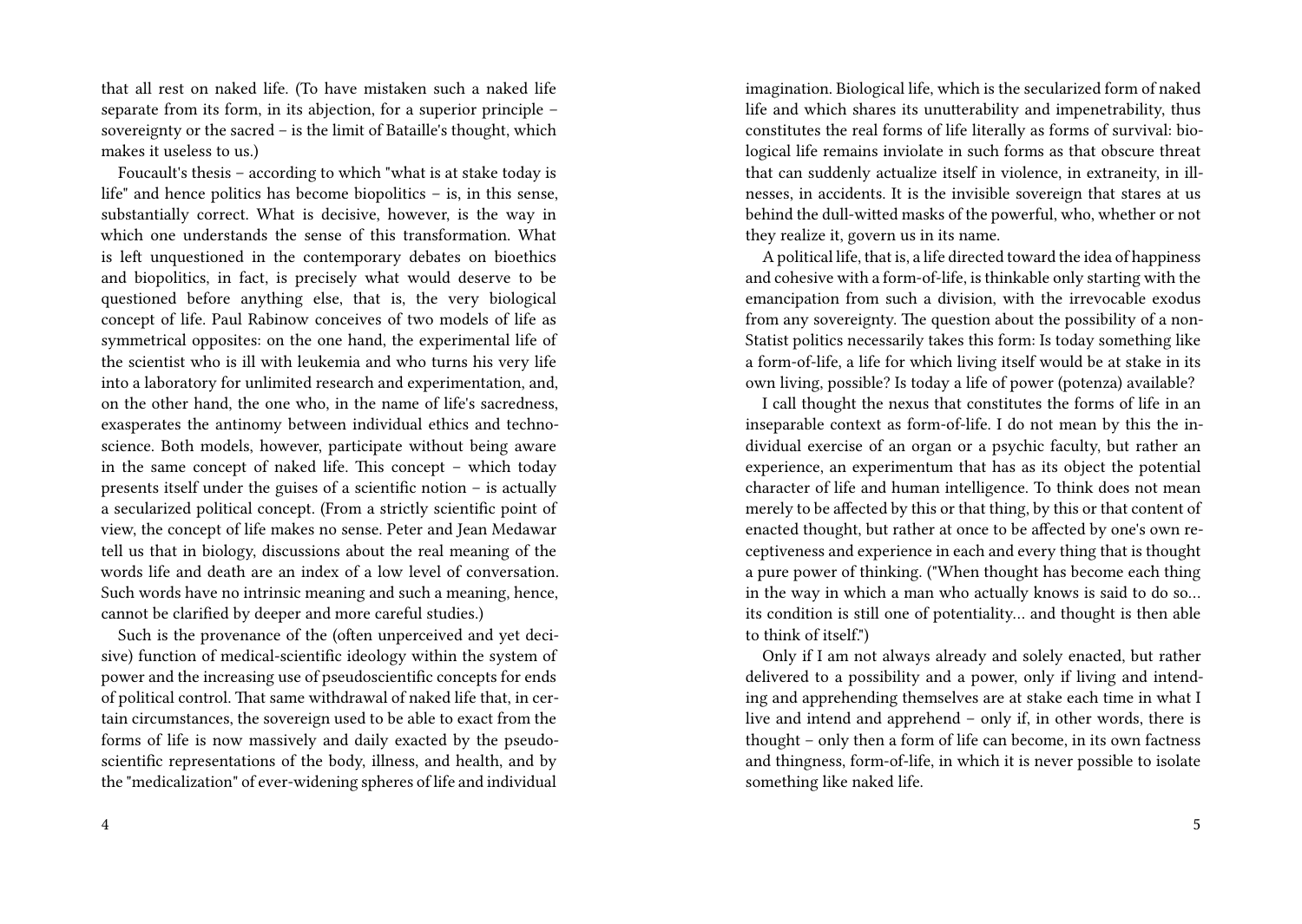that all rest on naked life. (To have mistaken such a naked life separate from its form, in its abjection, for a superior principle – sovereignty or the sacred – is the limit of Bataille's thought, which makes it useless to us.)

Foucault's thesis – according to which "what is at stake today is life" and hence politics has become biopolitics – is, in this sense, substantially correct. What is decisive, however, is the way in which one understands the sense of this transformation. What is left unquestioned in the contemporary debates on bioethics and biopolitics, in fact, is precisely what would deserve to be questioned before anything else, that is, the very biological concept of life. Paul Rabinow conceives of two models of life as symmetrical opposites: on the one hand, the experimental life of the scientist who is ill with leukemia and who turns his very life into a laboratory for unlimited research and experimentation, and, on the other hand, the one who, in the name of life's sacredness, exasperates the antinomy between individual ethics and technoscience. Both models, however, participate without being aware in the same concept of naked life. This concept – which today presents itself under the guises of a scientific notion – is actually a secularized political concept. (From a strictly scientific point of view, the concept of life makes no sense. Peter and Jean Medawar tell us that in biology, discussions about the real meaning of the words life and death are an index of a low level of conversation. Such words have no intrinsic meaning and such a meaning, hence, cannot be clarified by deeper and more careful studies.)

Such is the provenance of the (often unperceived and yet decisive) function of medical-scientific ideology within the system of power and the increasing use of pseudoscientific concepts for ends of political control. That same withdrawal of naked life that, in certain circumstances, the sovereign used to be able to exact from the forms of life is now massively and daily exacted by the pseudoscientific representations of the body, illness, and health, and by the "medicalization" of ever-widening spheres of life and individual imagination. Biological life, which is the secularized form of naked life and which shares its unutterability and impenetrability, thus constitutes the real forms of life literally as forms of survival: biological life remains inviolate in such forms as that obscure threat that can suddenly actualize itself in violence, in extraneity, in illnesses, in accidents. It is the invisible sovereign that stares at us behind the dull-witted masks of the powerful, who, whether or not they realize it, govern us in its name.

A political life, that is, a life directed toward the idea of happiness and cohesive with a form-of-life, is thinkable only starting with the emancipation from such a division, with the irrevocable exodus from any sovereignty. The question about the possibility of a non-Statist politics necessarily takes this form: Is today something like a form-of-life, a life for which living itself would be at stake in its own living, possible? Is today a life of power (potenza) available?

I call thought the nexus that constitutes the forms of life in an inseparable context as form-of-life. I do not mean by this the individual exercise of an organ or a psychic faculty, but rather an experience, an experimentum that has as its object the potential character of life and human intelligence. To think does not mean merely to be affected by this or that thing, by this or that content of enacted thought, but rather at once to be affected by one's own receptiveness and experience in each and every thing that is thought a pure power of thinking. ("When thought has become each thing in the way in which a man who actually knows is said to do so… its condition is still one of potentiality… and thought is then able to think of itself.")

Only if I am not always already and solely enacted, but rather delivered to a possibility and a power, only if living and intending and apprehending themselves are at stake each time in what I live and intend and apprehend – only if, in other words, there is thought – only then a form of life can become, in its own factness and thingness, form-of-life, in which it is never possible to isolate something like naked life.